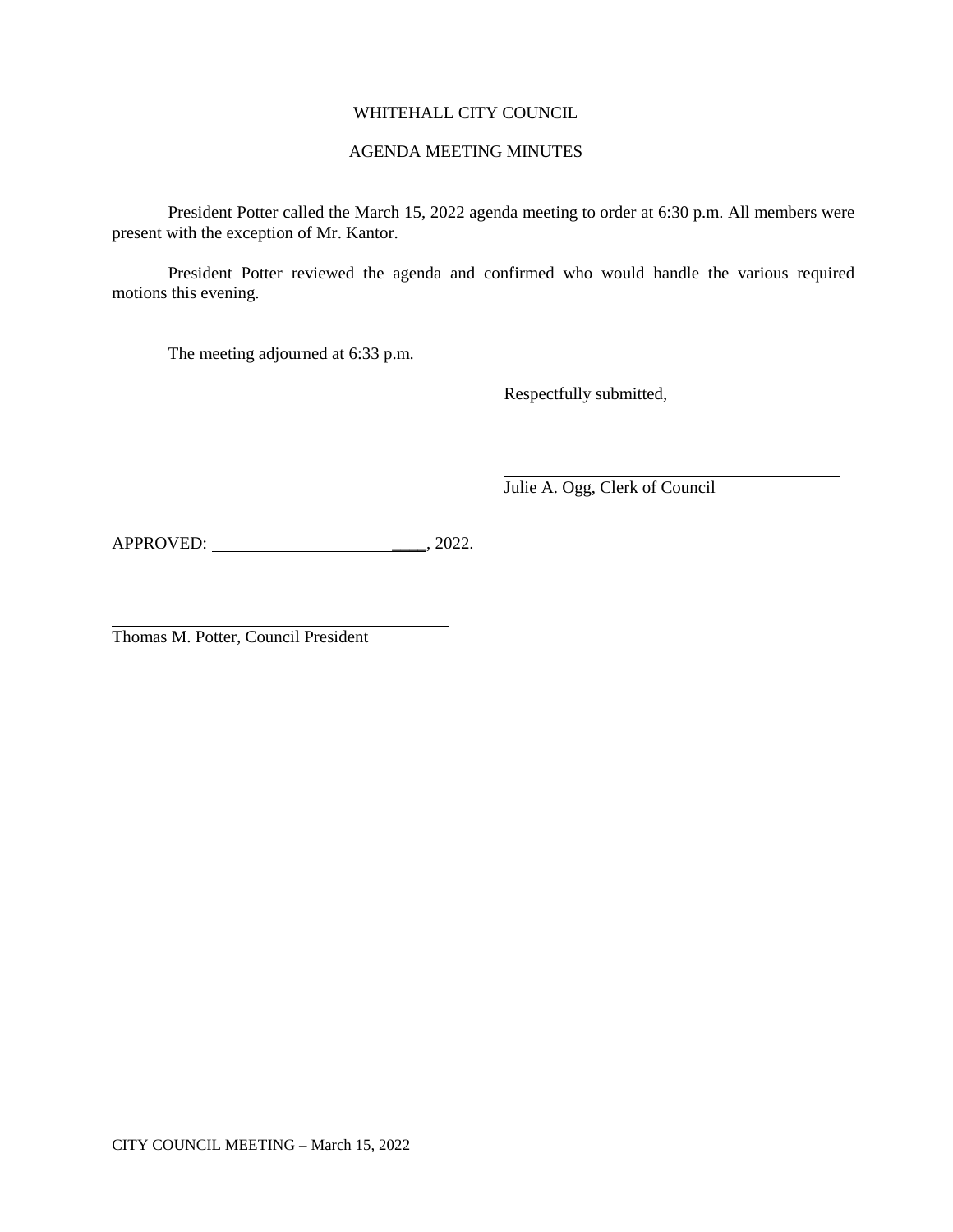WHITEHALL CITY COUNCIL

AGENDA MEETING MINUTES

President Potter called the March 15, 2022 agenda meeting to order at 6:30 p.m. All members were present with the exception of Mr. Kantor.

President Potter reviewed the agenda and confirmed who would handle the various required motions this evening.

The meeting adjourned at 6:33 p.m.

Respectfully submitted,

______________________________
Julie A. Ogg, Clerk of Council

APPROVED: __________________________, 2022.

______________________________
Thomas M. Potter, Council President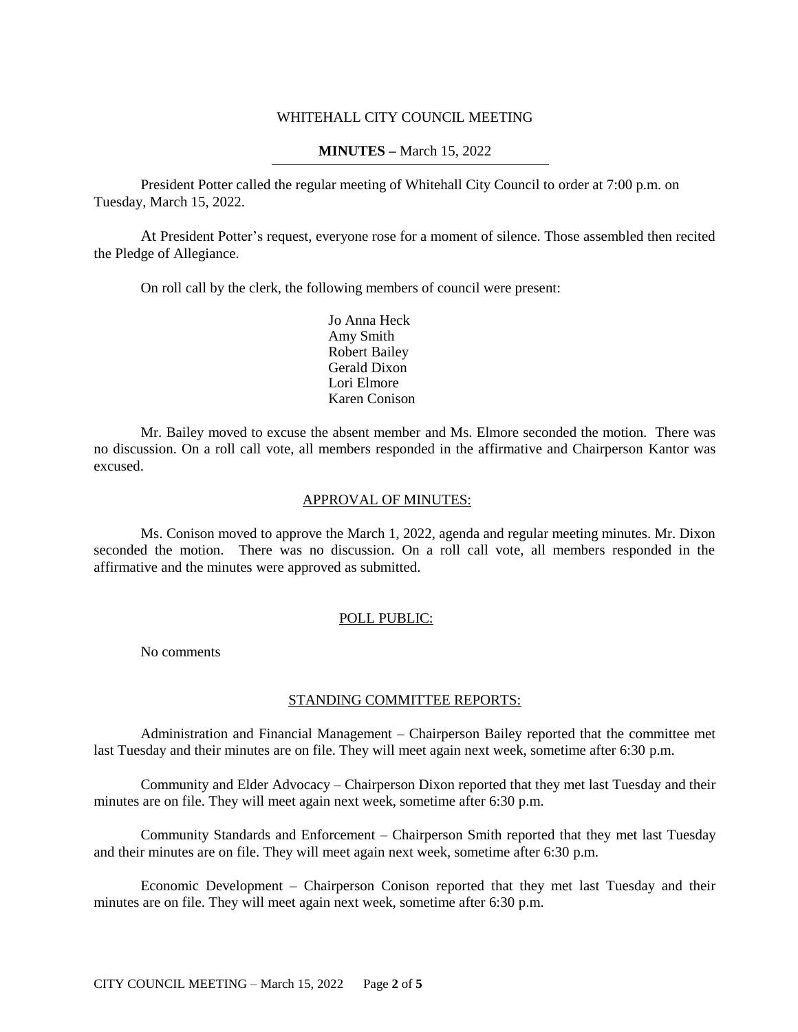WHITEHALL CITY COUNCIL MEETING

**MINUTES –** March 15, 2022

President Potter called the regular meeting of Whitehall City Council to order at 7:00 p.m. on Tuesday, March 15, 2022.

At President Potter's request, everyone rose for a moment of silence. Those assembled then recited the Pledge of Allegiance.

On roll call by the clerk, the following members of council were present:

Jo Anna Heck
Amy Smith
Robert Bailey
Gerald Dixon
Lori Elmore
Karen Conison

Mr. Bailey moved to excuse the absent member and Ms. Elmore seconded the motion. There was no discussion. On a roll call vote, all members responded in the affirmative and Chairperson Kantor was excused.

APPROVAL OF MINUTES:

Ms. Conison moved to approve the March 1, 2022, agenda and regular meeting minutes. Mr. Dixon seconded the motion. There was no discussion. On a roll call vote, all members responded in the affirmative and the minutes were approved as submitted.

POLL PUBLIC:

No comments

STANDING COMMITTEE REPORTS:

Administration and Financial Management – Chairperson Bailey reported that the committee met last Tuesday and their minutes are on file. They will meet again next week, sometime after 6:30 p.m.

Community and Elder Advocacy – Chairperson Dixon reported that they met last Tuesday and their minutes are on file. They will meet again next week, sometime after 6:30 p.m.

Community Standards and Enforcement – Chairperson Smith reported that they met last Tuesday and their minutes are on file. They will meet again next week, sometime after 6:30 p.m.

Economic Development – Chairperson Conison reported that they met last Tuesday and their minutes are on file. They will meet again next week, sometime after 6:30 p.m.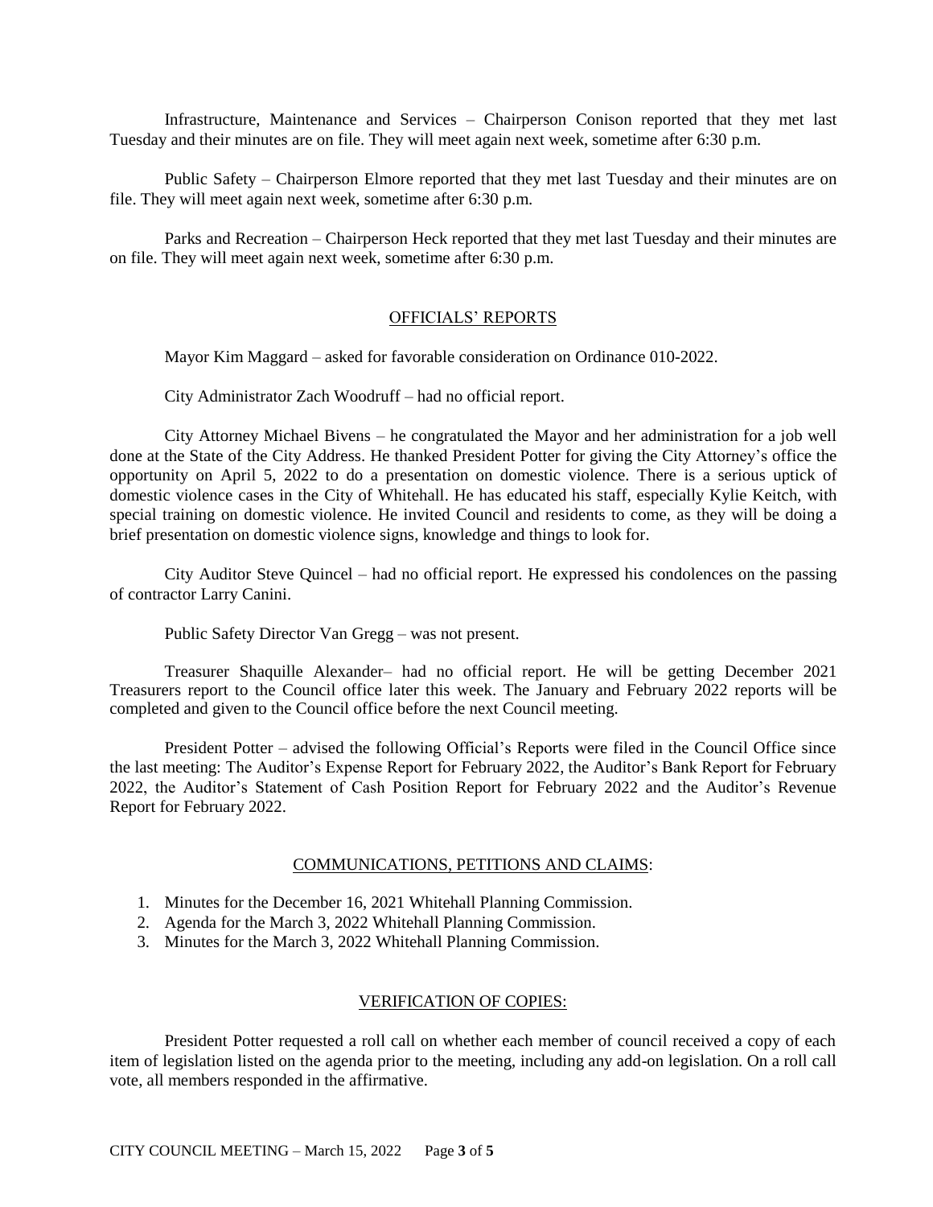Infrastructure, Maintenance and Services – Chairperson Conison reported that they met last Tuesday and their minutes are on file. They will meet again next week, sometime after 6:30 p.m.

Public Safety – Chairperson Elmore reported that they met last Tuesday and their minutes are on file. They will meet again next week, sometime after 6:30 p.m.

Parks and Recreation – Chairperson Heck reported that they met last Tuesday and their minutes are on file. They will meet again next week, sometime after 6:30 p.m.

## OFFICIALS' REPORTS

Mayor Kim Maggard – asked for favorable consideration on Ordinance 010-2022.

City Administrator Zach Woodruff – had no official report.

City Attorney Michael Bivens – he congratulated the Mayor and her administration for a job well done at the State of the City Address. He thanked President Potter for giving the City Attorney's office the opportunity on April 5, 2022 to do a presentation on domestic violence. There is a serious uptick of domestic violence cases in the City of Whitehall. He has educated his staff, especially Kylie Keitch, with special training on domestic violence. He invited Council and residents to come, as they will be doing a brief presentation on domestic violence signs, knowledge and things to look for.

City Auditor Steve Quincel – had no official report. He expressed his condolences on the passing of contractor Larry Canini.

Public Safety Director Van Gregg – was not present.

Treasurer Shaquille Alexander– had no official report. He will be getting December 2021 Treasurers report to the Council office later this week. The January and February 2022 reports will be completed and given to the Council office before the next Council meeting.

President Potter – advised the following Official's Reports were filed in the Council Office since the last meeting: The Auditor's Expense Report for February 2022, the Auditor's Bank Report for February 2022, the Auditor's Statement of Cash Position Report for February 2022 and the Auditor's Revenue Report for February 2022.

## COMMUNICATIONS, PETITIONS AND CLAIMS:

1. Minutes for the December 16, 2021 Whitehall Planning Commission.
2. Agenda for the March 3, 2022 Whitehall Planning Commission.
3. Minutes for the March 3, 2022 Whitehall Planning Commission.

## VERIFICATION OF COPIES:

President Potter requested a roll call on whether each member of council received a copy of each item of legislation listed on the agenda prior to the meeting, including any add-on legislation. On a roll call vote, all members responded in the affirmative.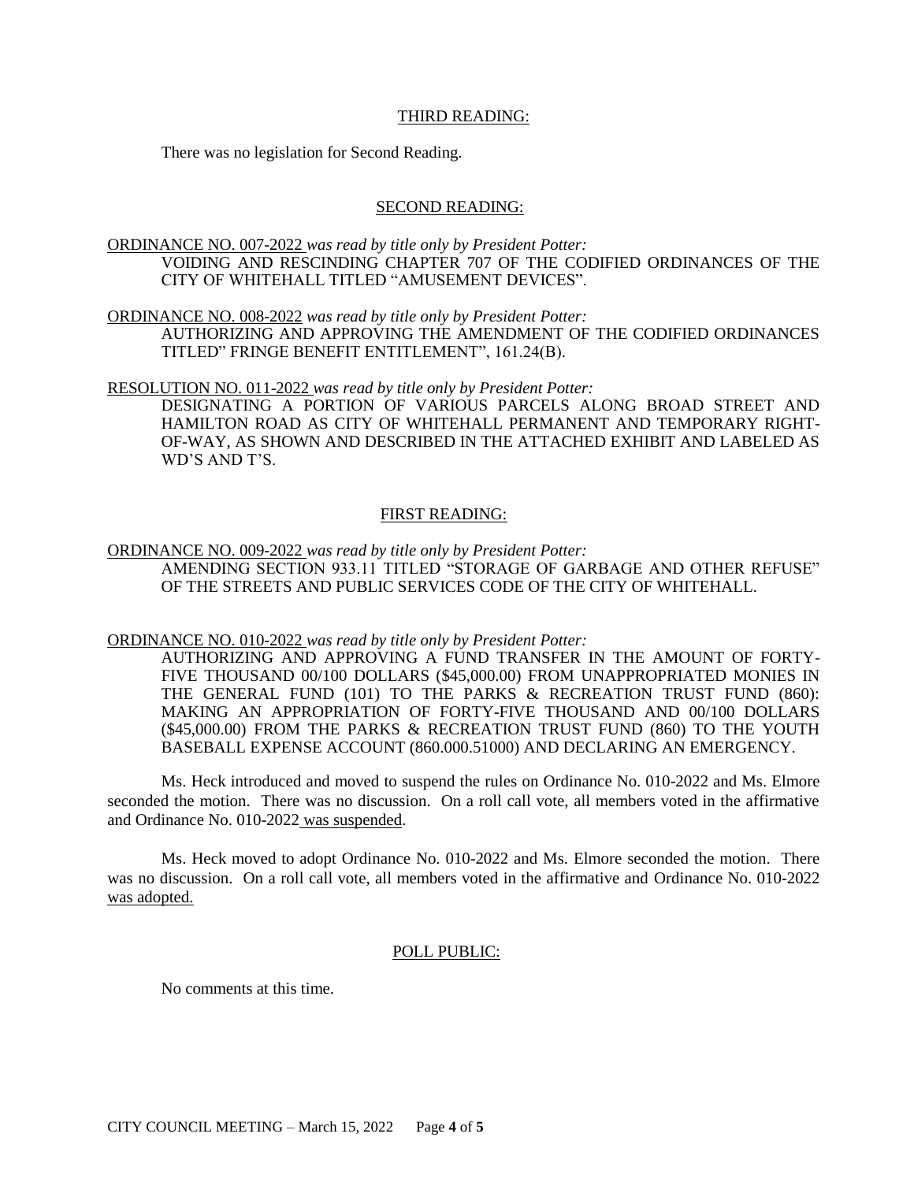## THIRD READING:

There was no legislation for Second Reading.

## SECOND READING:

ORDINANCE NO. 007-2022 *was read by title only by President Potter:*

VOIDING AND RESCINDING CHAPTER 707 OF THE CODIFIED ORDINANCES OF THE CITY OF WHITEHALL TITLED "AMUSEMENT DEVICES".

ORDINANCE NO. 008-2022 *was read by title only by President Potter:*

AUTHORIZING AND APPROVING THE AMENDMENT OF THE CODIFIED ORDINANCES TITLED" FRINGE BENEFIT ENTITLEMENT", 161.24(B).

RESOLUTION NO. 011-2022 *was read by title only by President Potter:*

DESIGNATING A PORTION OF VARIOUS PARCELS ALONG BROAD STREET AND HAMILTON ROAD AS CITY OF WHITEHALL PERMANENT AND TEMPORARY RIGHT-OF-WAY, AS SHOWN AND DESCRIBED IN THE ATTACHED EXHIBIT AND LABELED AS WD'S AND T'S.

## FIRST READING:

ORDINANCE NO. 009-2022 *was read by title only by President Potter:*

AMENDING SECTION 933.11 TITLED "STORAGE OF GARBAGE AND OTHER REFUSE" OF THE STREETS AND PUBLIC SERVICES CODE OF THE CITY OF WHITEHALL.

ORDINANCE NO. 010-2022 *was read by title only by President Potter:*

AUTHORIZING AND APPROVING A FUND TRANSFER IN THE AMOUNT OF FORTY-FIVE THOUSAND 00/100 DOLLARS ($45,000.00) FROM UNAPPROPRIATED MONIES IN THE GENERAL FUND (101) TO THE PARKS & RECREATION TRUST FUND (860): MAKING AN APPROPRIATION OF FORTY-FIVE THOUSAND AND 00/100 DOLLARS ($45,000.00) FROM THE PARKS & RECREATION TRUST FUND (860) TO THE YOUTH BASEBALL EXPENSE ACCOUNT (860.000.51000) AND DECLARING AN EMERGENCY.

Ms. Heck introduced and moved to suspend the rules on Ordinance No. 010-2022 and Ms. Elmore seconded the motion. There was no discussion. On a roll call vote, all members voted in the affirmative and Ordinance No. 010-2022 was suspended.

Ms. Heck moved to adopt Ordinance No. 010-2022 and Ms. Elmore seconded the motion. There was no discussion. On a roll call vote, all members voted in the affirmative and Ordinance No. 010-2022 was adopted.

## POLL PUBLIC:

No comments at this time.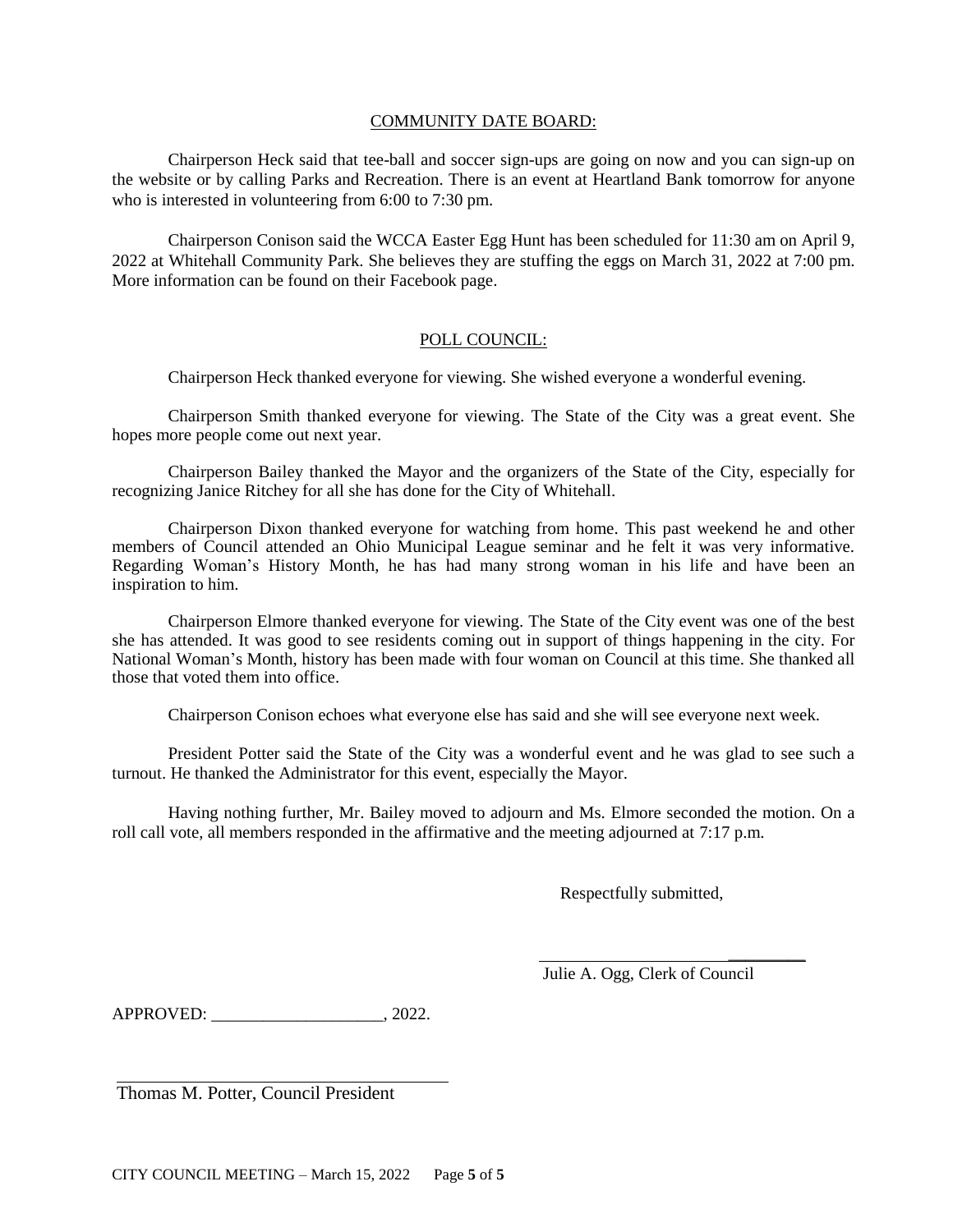## COMMUNITY DATE BOARD:

Chairperson Heck said that tee-ball and soccer sign-ups are going on now and you can sign-up on the website or by calling Parks and Recreation. There is an event at Heartland Bank tomorrow for anyone who is interested in volunteering from 6:00 to 7:30 pm.

Chairperson Conison said the WCCA Easter Egg Hunt has been scheduled for 11:30 am on April 9, 2022 at Whitehall Community Park. She believes they are stuffing the eggs on March 31, 2022 at 7:00 pm. More information can be found on their Facebook page.

## POLL COUNCIL:

Chairperson Heck thanked everyone for viewing. She wished everyone a wonderful evening.

Chairperson Smith thanked everyone for viewing. The State of the City was a great event. She hopes more people come out next year.

Chairperson Bailey thanked the Mayor and the organizers of the State of the City, especially for recognizing Janice Ritchey for all she has done for the City of Whitehall.

Chairperson Dixon thanked everyone for watching from home. This past weekend he and other members of Council attended an Ohio Municipal League seminar and he felt it was very informative. Regarding Woman's History Month, he has had many strong woman in his life and have been an inspiration to him.

Chairperson Elmore thanked everyone for viewing. The State of the City event was one of the best she has attended. It was good to see residents coming out in support of things happening in the city. For National Woman's Month, history has been made with four woman on Council at this time. She thanked all those that voted them into office.

Chairperson Conison echoes what everyone else has said and she will see everyone next week.

President Potter said the State of the City was a wonderful event and he was glad to see such a turnout. He thanked the Administrator for this event, especially the Mayor.

Having nothing further, Mr. Bailey moved to adjourn and Ms. Elmore seconded the motion. On a roll call vote, all members responded in the affirmative and the meeting adjourned at 7:17 p.m.

Respectfully submitted,

_______________________________

Julie A. Ogg, Clerk of Council

APPROVED: ____________________, 2022.

_______________________________

Thomas M. Potter, Council President